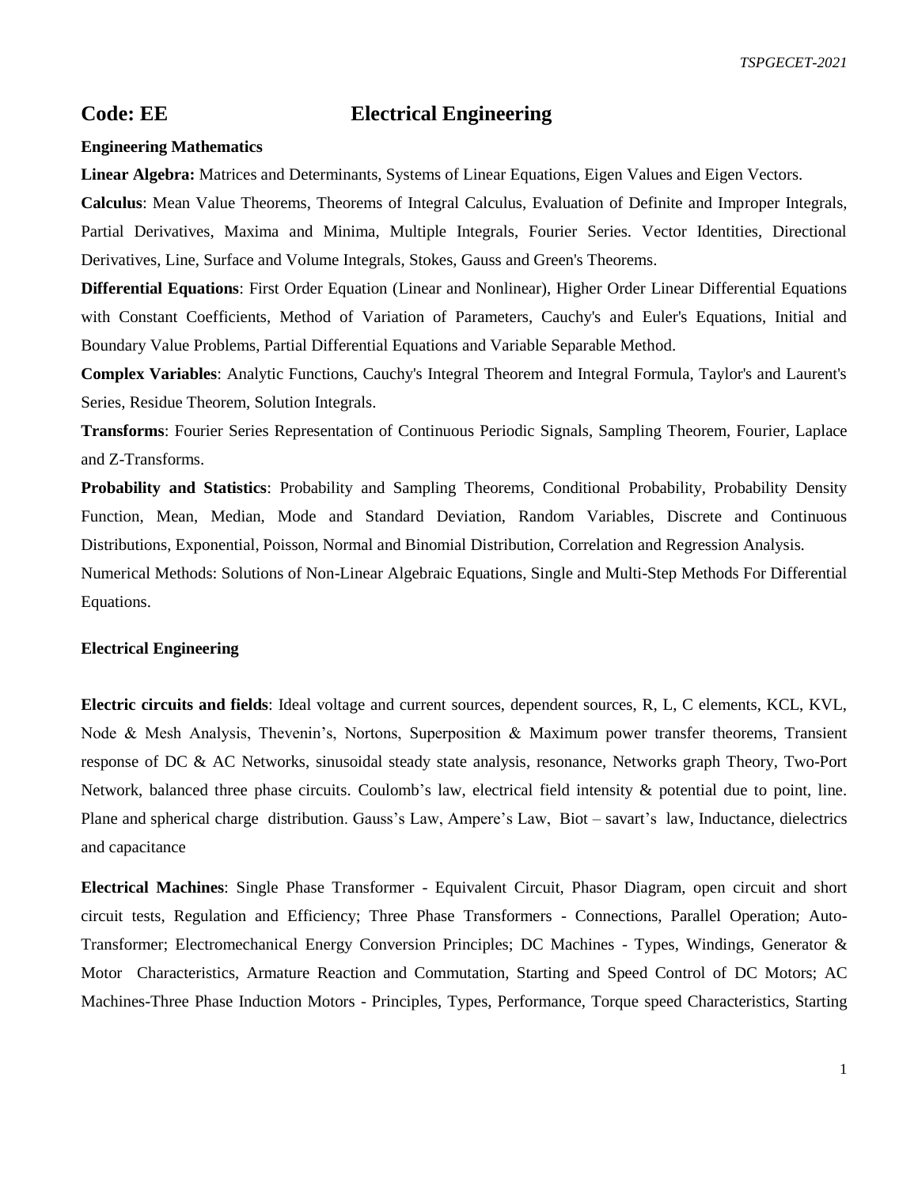# Code: EE Electrical Engineering

**Engineering Mathematics**

**Linear Algebra:** Matrices and Determinants, Systems of Linear Equations, Eigen Values and Eigen Vectors.

**Calculus**: Mean Value Theorems, Theorems of Integral Calculus, Evaluation of Definite and Improper Integrals, Partial Derivatives, Maxima and Minima, Multiple Integrals, Fourier Series. Vector Identities, Directional Derivatives, Line, Surface and Volume Integrals, Stokes, Gauss and Green's Theorems.

**Differential Equations**: First Order Equation (Linear and Nonlinear), Higher Order Linear Differential Equations with Constant Coefficients, Method of Variation of Parameters, Cauchy's and Euler's Equations, Initial and Boundary Value Problems, Partial Differential Equations and Variable Separable Method.

**Complex Variables**: Analytic Functions, Cauchy's Integral Theorem and Integral Formula, Taylor's and Laurent's Series, Residue Theorem, Solution Integrals.

**Transforms**: Fourier Series Representation of Continuous Periodic Signals, Sampling Theorem, Fourier, Laplace and Z-Transforms.

**Probability and Statistics**: Probability and Sampling Theorems, Conditional Probability, Probability Density Function, Mean, Median, Mode and Standard Deviation, Random Variables, Discrete and Continuous Distributions, Exponential, Poisson, Normal and Binomial Distribution, Correlation and Regression Analysis.

Numerical Methods: Solutions of Non-Linear Algebraic Equations, Single and Multi-Step Methods For Differential Equations.

**Electrical Engineering**

**Electric circuits and fields**: Ideal voltage and current sources, dependent sources, R, L, C elements, KCL, KVL, Node & Mesh Analysis, Thevenin's, Nortons, Superposition & Maximum power transfer theorems, Transient response of DC & AC Networks, sinusoidal steady state analysis, resonance, Networks graph Theory, Two-Port Network, balanced three phase circuits. Coulomb's law, electrical field intensity & potential due to point, line. Plane and spherical charge distribution. Gauss's Law, Ampere's Law, Biot – savart's law, Inductance, dielectrics and capacitance

**Electrical Machines**: Single Phase Transformer - Equivalent Circuit, Phasor Diagram, open circuit and short circuit tests, Regulation and Efficiency; Three Phase Transformers - Connections, Parallel Operation; Auto-Transformer; Electromechanical Energy Conversion Principles; DC Machines - Types, Windings, Generator & Motor Characteristics, Armature Reaction and Commutation, Starting and Speed Control of DC Motors; AC Machines-Three Phase Induction Motors - Principles, Types, Performance, Torque speed Characteristics, Starting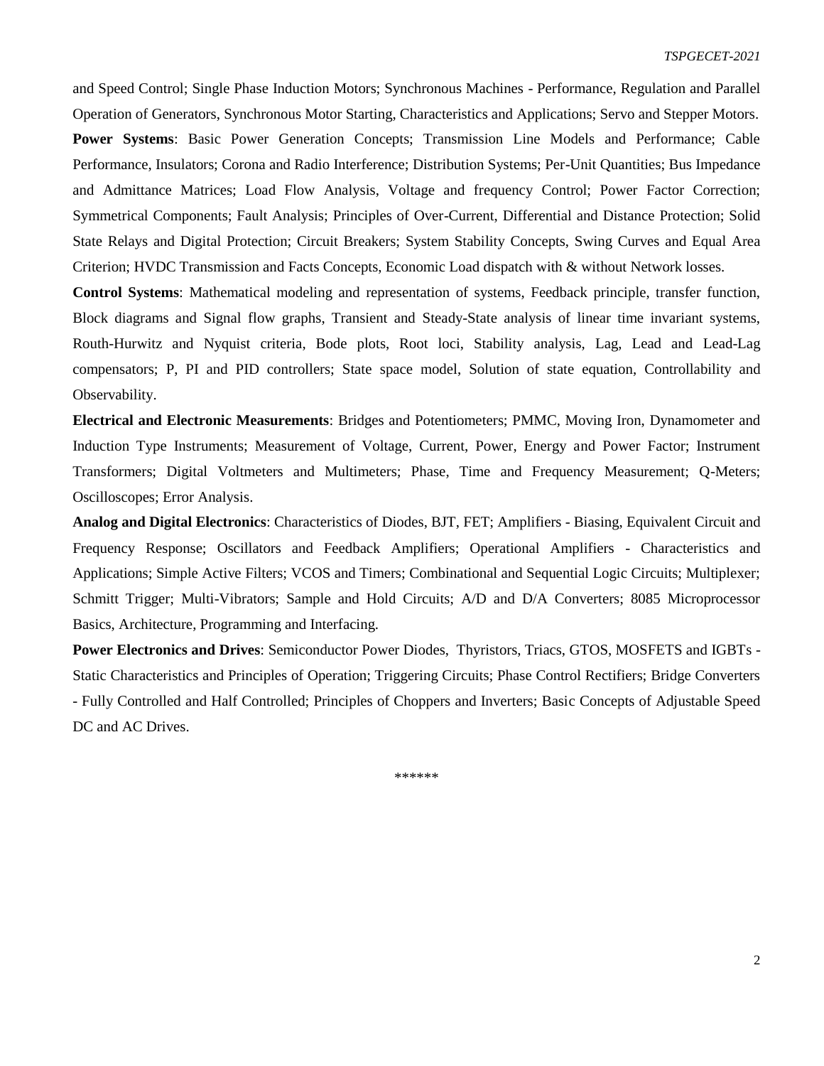and Speed Control; Single Phase Induction Motors; Synchronous Machines - Performance, Regulation and Parallel Operation of Generators, Synchronous Motor Starting, Characteristics and Applications; Servo and Stepper Motors.

**Power Systems**: Basic Power Generation Concepts; Transmission Line Models and Performance; Cable Performance, Insulators; Corona and Radio Interference; Distribution Systems; Per-Unit Quantities; Bus Impedance and Admittance Matrices; Load Flow Analysis, Voltage and frequency Control; Power Factor Correction; Symmetrical Components; Fault Analysis; Principles of Over-Current, Differential and Distance Protection; Solid State Relays and Digital Protection; Circuit Breakers; System Stability Concepts, Swing Curves and Equal Area Criterion; HVDC Transmission and Facts Concepts, Economic Load dispatch with & without Network losses.

**Control Systems**: Mathematical modeling and representation of systems, Feedback principle, transfer function, Block diagrams and Signal flow graphs, Transient and Steady-State analysis of linear time invariant systems, Routh-Hurwitz and Nyquist criteria, Bode plots, Root loci, Stability analysis, Lag, Lead and Lead-Lag compensators; P, PI and PID controllers; State space model, Solution of state equation, Controllability and Observability.

**Electrical and Electronic Measurements**: Bridges and Potentiometers; PMMC, Moving Iron, Dynamometer and Induction Type Instruments; Measurement of Voltage, Current, Power, Energy and Power Factor; Instrument Transformers; Digital Voltmeters and Multimeters; Phase, Time and Frequency Measurement; Q-Meters; Oscilloscopes; Error Analysis.

**Analog and Digital Electronics**: Characteristics of Diodes, BJT, FET; Amplifiers - Biasing, Equivalent Circuit and Frequency Response; Oscillators and Feedback Amplifiers; Operational Amplifiers - Characteristics and Applications; Simple Active Filters; VCOS and Timers; Combinational and Sequential Logic Circuits; Multiplexer; Schmitt Trigger; Multi-Vibrators; Sample and Hold Circuits; A/D and D/A Converters; 8085 Microprocessor Basics, Architecture, Programming and Interfacing.

**Power Electronics and Drives**: Semiconductor Power Diodes, Thyristors, Triacs, GTOS, MOSFETS and IGBTs - Static Characteristics and Principles of Operation; Triggering Circuits; Phase Control Rectifiers; Bridge Converters - Fully Controlled and Half Controlled; Principles of Choppers and Inverters; Basic Concepts of Adjustable Speed DC and AC Drives.

******